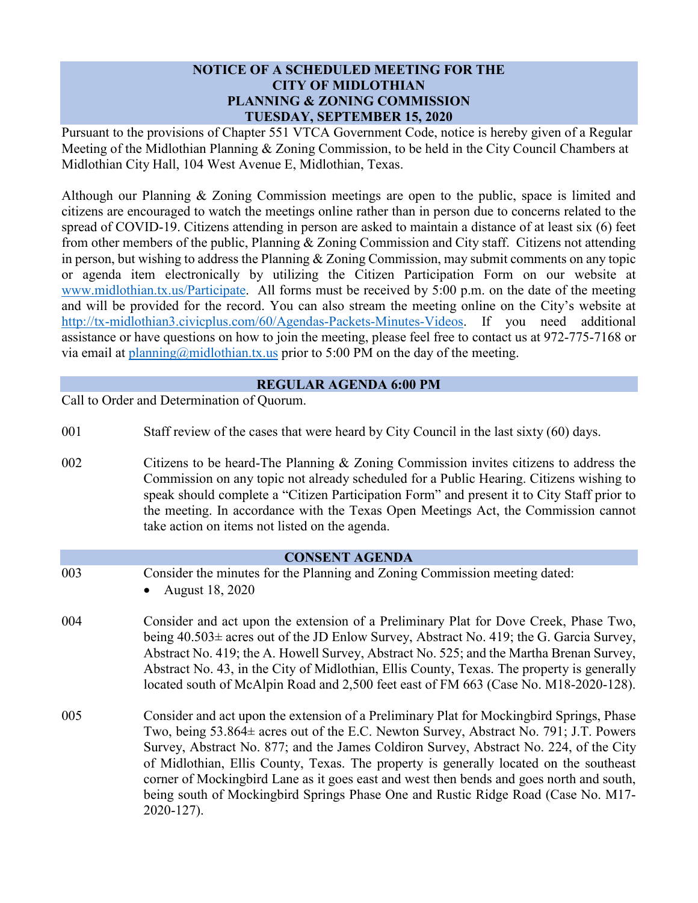# NOTICE OF A SCHEDULED MEETING FOR THE CITY OF MIDLOTHIAN PLANNING & ZONING COMMISSION TUESDAY, SEPTEMBER 15, 2020

Pursuant to the provisions of Chapter 551 VTCA Government Code, notice is hereby given of a Regular Meeting of the Midlothian Planning & Zoning Commission, to be held in the City Council Chambers at Midlothian City Hall, 104 West Avenue E, Midlothian, Texas.

Although our Planning & Zoning Commission meetings are open to the public, space is limited and citizens are encouraged to watch the meetings online rather than in person due to concerns related to the spread of COVID-19. Citizens attending in person are asked to maintain a distance of at least six (6) feet from other members of the public, Planning & Zoning Commission and City staff. Citizens not attending in person, but wishing to address the Planning & Zoning Commission, may submit comments on any topic or agenda item electronically by utilizing the Citizen Participation Form on our website at www.midlothian.tx.us/Participate. All forms must be received by 5:00 p.m. on the date of the meeting and will be provided for the record. You can also stream the meeting online on the City's website at http://tx-midlothian3.civicplus.com/60/Agendas-Packets-Minutes-Videos. If you need additional assistance or have questions on how to join the meeting, please feel free to contact us at 972-775-7168 or via email at planning@midlothian.tx.us prior to 5:00 PM on the day of the meeting.

## REGULAR AGENDA 6:00 PM

Call to Order and Determination of Quorum.

001 Staff review of the cases that were heard by City Council in the last sixty (60) days.

002 Citizens to be heard-The Planning & Zoning Commission invites citizens to address the Commission on any topic not already scheduled for a Public Hearing. Citizens wishing to speak should complete a "Citizen Participation Form" and present it to City Staff prior to the meeting. In accordance with the Texas Open Meetings Act, the Commission cannot take action on items not listed on the agenda.

## CONSENT AGENDA

003 Consider the minutes for the Planning and Zoning Commission meeting dated:

- August 18, 2020

004 Consider and act upon the extension of a Preliminary Plat for Dove Creek, Phase Two, being 40.503± acres out of the JD Enlow Survey, Abstract No. 419; the G. Garcia Survey, Abstract No. 419; the A. Howell Survey, Abstract No. 525; and the Martha Brenan Survey, Abstract No. 43, in the City of Midlothian, Ellis County, Texas. The property is generally located south of McAlpin Road and 2,500 feet east of FM 663 (Case No. M18-2020-128).

005 Consider and act upon the extension of a Preliminary Plat for Mockingbird Springs, Phase Two, being 53.864± acres out of the E.C. Newton Survey, Abstract No. 791; J.T. Powers Survey, Abstract No. 877; and the James Coldiron Survey, Abstract No. 224, of the City of Midlothian, Ellis County, Texas. The property is generally located on the southeast corner of Mockingbird Lane as it goes east and west then bends and goes north and south, being south of Mockingbird Springs Phase One and Rustic Ridge Road (Case No. M17-2020-127).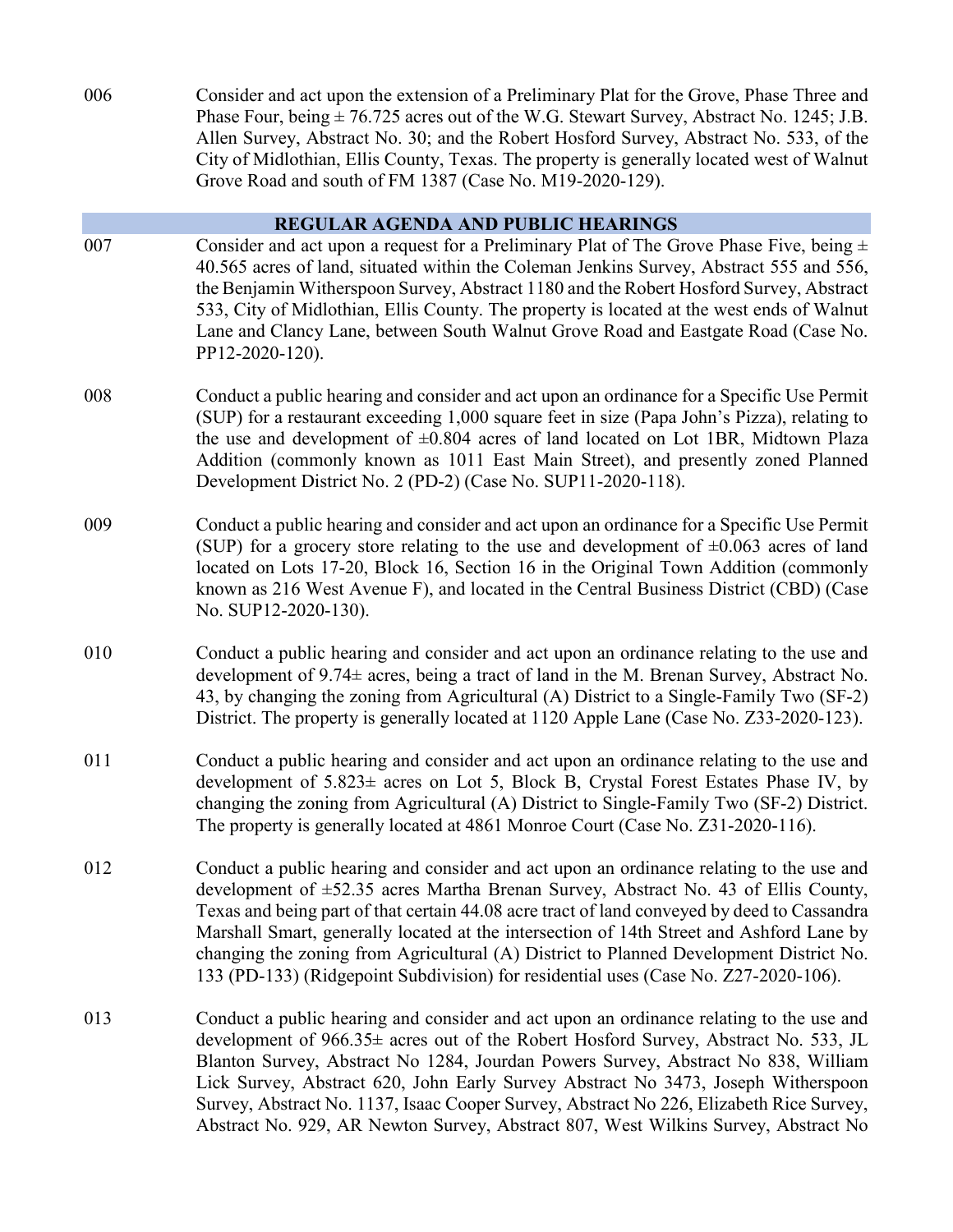006 Consider and act upon the extension of a Preliminary Plat for the Grove, Phase Three and Phase Four, being ± 76.725 acres out of the W.G. Stewart Survey, Abstract No. 1245; J.B. Allen Survey, Abstract No. 30; and the Robert Hosford Survey, Abstract No. 533, of the City of Midlothian, Ellis County, Texas. The property is generally located west of Walnut Grove Road and south of FM 1387 (Case No. M19-2020-129).

## REGULAR AGENDA AND PUBLIC HEARINGS

007 Consider and act upon a request for a Preliminary Plat of The Grove Phase Five, being ± 40.565 acres of land, situated within the Coleman Jenkins Survey, Abstract 555 and 556, the Benjamin Witherspoon Survey, Abstract 1180 and the Robert Hosford Survey, Abstract 533, City of Midlothian, Ellis County. The property is located at the west ends of Walnut Lane and Clancy Lane, between South Walnut Grove Road and Eastgate Road (Case No. PP12-2020-120).

008 Conduct a public hearing and consider and act upon an ordinance for a Specific Use Permit (SUP) for a restaurant exceeding 1,000 square feet in size (Papa John's Pizza), relating to the use and development of ±0.804 acres of land located on Lot 1BR, Midtown Plaza Addition (commonly known as 1011 East Main Street), and presently zoned Planned Development District No. 2 (PD-2) (Case No. SUP11-2020-118).

009 Conduct a public hearing and consider and act upon an ordinance for a Specific Use Permit (SUP) for a grocery store relating to the use and development of ±0.063 acres of land located on Lots 17-20, Block 16, Section 16 in the Original Town Addition (commonly known as 216 West Avenue F), and located in the Central Business District (CBD) (Case No. SUP12-2020-130).

010 Conduct a public hearing and consider and act upon an ordinance relating to the use and development of 9.74± acres, being a tract of land in the M. Brenan Survey, Abstract No. 43, by changing the zoning from Agricultural (A) District to a Single-Family Two (SF-2) District. The property is generally located at 1120 Apple Lane (Case No. Z33-2020-123).

011 Conduct a public hearing and consider and act upon an ordinance relating to the use and development of 5.823± acres on Lot 5, Block B, Crystal Forest Estates Phase IV, by changing the zoning from Agricultural (A) District to Single-Family Two (SF-2) District. The property is generally located at 4861 Monroe Court (Case No. Z31-2020-116).

012 Conduct a public hearing and consider and act upon an ordinance relating to the use and development of ±52.35 acres Martha Brenan Survey, Abstract No. 43 of Ellis County, Texas and being part of that certain 44.08 acre tract of land conveyed by deed to Cassandra Marshall Smart, generally located at the intersection of 14th Street and Ashford Lane by changing the zoning from Agricultural (A) District to Planned Development District No. 133 (PD-133) (Ridgepoint Subdivision) for residential uses (Case No. Z27-2020-106).

013 Conduct a public hearing and consider and act upon an ordinance relating to the use and development of 966.35± acres out of the Robert Hosford Survey, Abstract No. 533, JL Blanton Survey, Abstract No 1284, Jourdan Powers Survey, Abstract No 838, William Lick Survey, Abstract 620, John Early Survey Abstract No 3473, Joseph Witherspoon Survey, Abstract No. 1137, Isaac Cooper Survey, Abstract No 226, Elizabeth Rice Survey, Abstract No. 929, AR Newton Survey, Abstract 807, West Wilkins Survey, Abstract No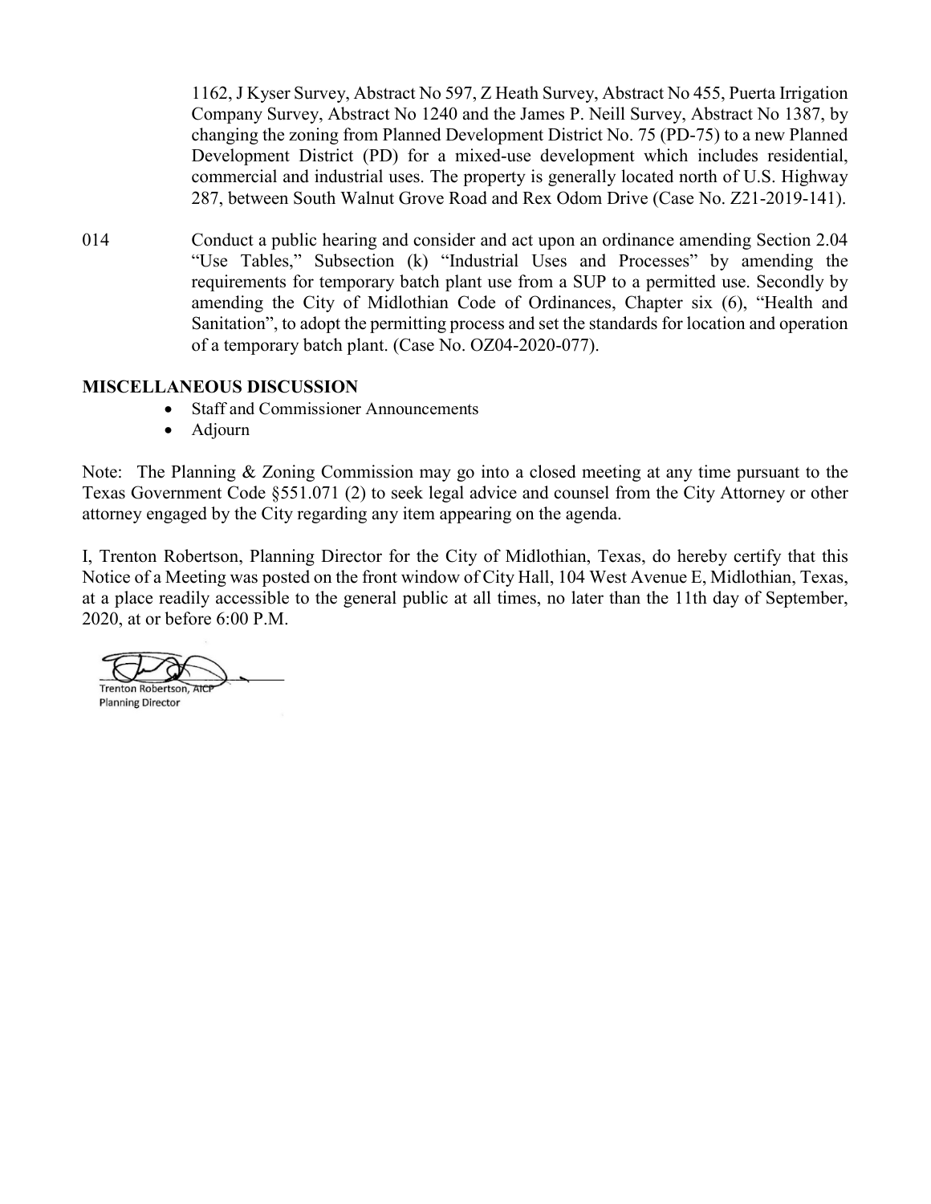1162, J Kyser Survey, Abstract No 597, Z Heath Survey, Abstract No 455, Puerta Irrigation Company Survey, Abstract No 1240 and the James P. Neill Survey, Abstract No 1387, by changing the zoning from Planned Development District No. 75 (PD-75) to a new Planned Development District (PD) for a mixed-use development which includes residential, commercial and industrial uses. The property is generally located north of U.S. Highway 287, between South Walnut Grove Road and Rex Odom Drive (Case No. Z21-2019-141).

014 Conduct a public hearing and consider and act upon an ordinance amending Section 2.04 "Use Tables," Subsection (k) "Industrial Uses and Processes" by amending the requirements for temporary batch plant use from a SUP to a permitted use. Secondly by amending the City of Midlothian Code of Ordinances, Chapter six (6), "Health and Sanitation", to adopt the permitting process and set the standards for location and operation of a temporary batch plant. (Case No. OZ04-2020-077).

**MISCELLANEOUS DISCUSSION**

- Staff and Commissioner Announcements
- Adjourn

Note: The Planning & Zoning Commission may go into a closed meeting at any time pursuant to the Texas Government Code §551.071 (2) to seek legal advice and counsel from the City Attorney or other attorney engaged by the City regarding any item appearing on the agenda.

I, Trenton Robertson, Planning Director for the City of Midlothian, Texas, do hereby certify that this Notice of a Meeting was posted on the front window of City Hall, 104 West Avenue E, Midlothian, Texas, at a place readily accessible to the general public at all times, no later than the 11th day of September, 2020, at or before 6:00 P.M.

Trenton Robertson, AICP
Planning Director